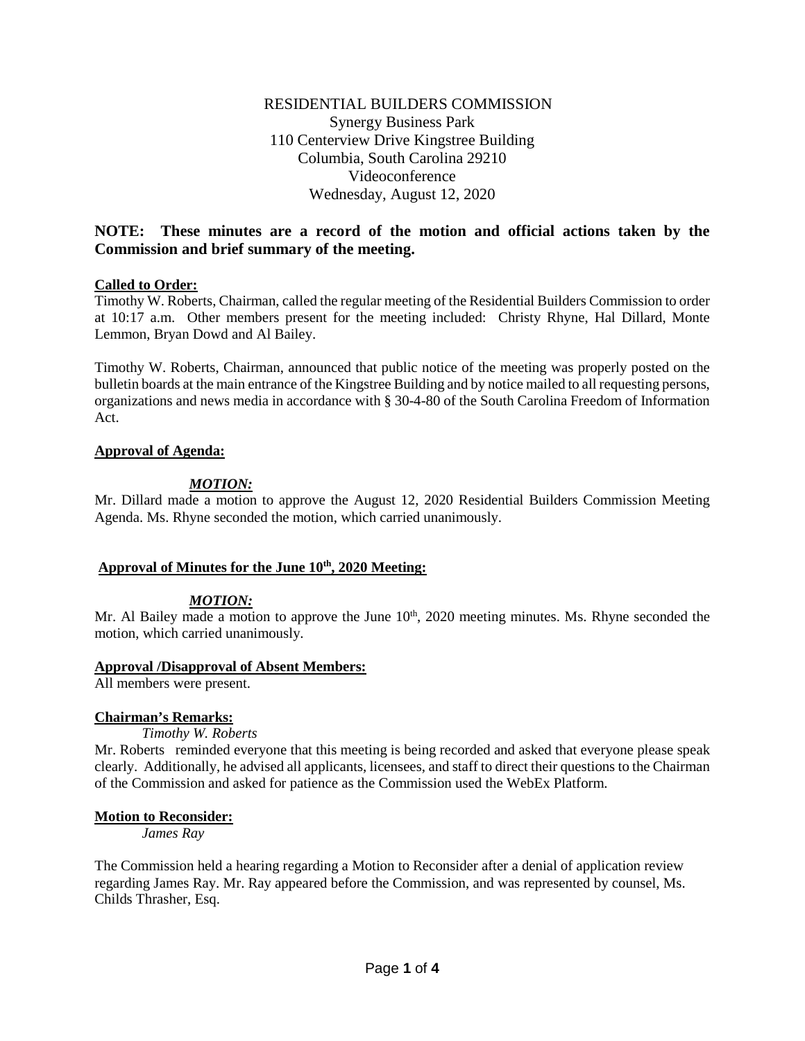# RESIDENTIAL BUILDERS COMMISSION

Synergy Business Park
110 Centerview Drive Kingstree Building
Columbia, South Carolina 29210
Videoconference
Wednesday, August 12, 2020

**NOTE: These minutes are a record of the motion and official actions taken by the Commission and brief summary of the meeting.**

**Called to Order:**

Timothy W. Roberts, Chairman, called the regular meeting of the Residential Builders Commission to order at 10:17 a.m. Other members present for the meeting included: Christy Rhyne, Hal Dillard, Monte Lemmon, Bryan Dowd and Al Bailey.

Timothy W. Roberts, Chairman, announced that public notice of the meeting was properly posted on the bulletin boards at the main entrance of the Kingstree Building and by notice mailed to all requesting persons, organizations and news media in accordance with § 30-4-80 of the South Carolina Freedom of Information Act.

**Approval of Agenda:**

***MOTION:***

Mr. Dillard made a motion to approve the August 12, 2020 Residential Builders Commission Meeting Agenda. Ms. Rhyne seconded the motion, which carried unanimously.

**Approval of Minutes for the June 10th, 2020 Meeting:**

***MOTION:***

Mr. Al Bailey made a motion to approve the June 10th, 2020 meeting minutes. Ms. Rhyne seconded the motion, which carried unanimously.

**Approval /Disapproval of Absent Members:**

All members were present.

**Chairman's Remarks:**

*Timothy W. Roberts*

Mr. Roberts reminded everyone that this meeting is being recorded and asked that everyone please speak clearly. Additionally, he advised all applicants, licensees, and staff to direct their questions to the Chairman of the Commission and asked for patience as the Commission used the WebEx Platform.

**Motion to Reconsider:**

*James Ray*

The Commission held a hearing regarding a Motion to Reconsider after a denial of application review regarding James Ray. Mr. Ray appeared before the Commission, and was represented by counsel, Ms. Childs Thrasher, Esq.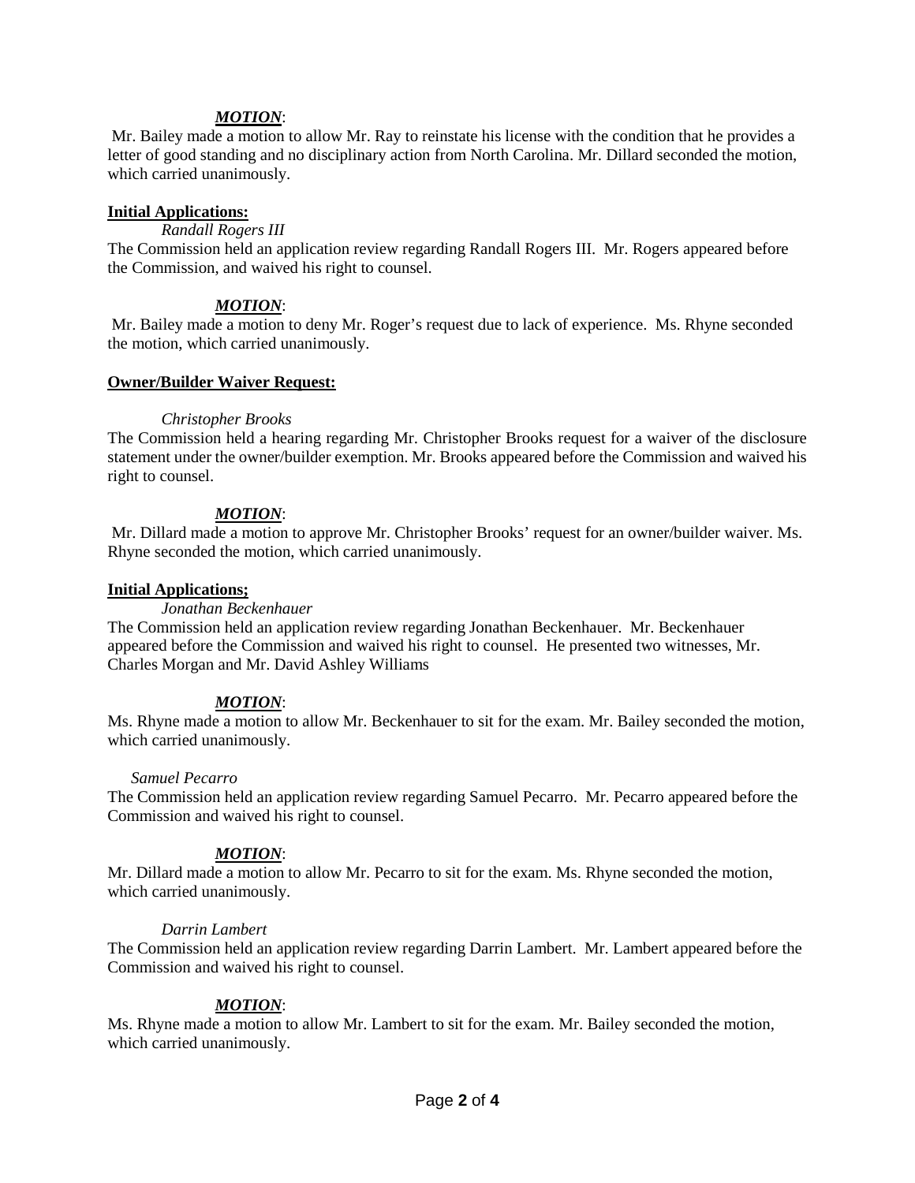***MOTION***:

Mr. Bailey made a motion to allow Mr. Ray to reinstate his license with the condition that he provides a letter of good standing and no disciplinary action from North Carolina. Mr. Dillard seconded the motion, which carried unanimously.

**Initial Applications:**

*Randall Rogers III*

The Commission held an application review regarding Randall Rogers III. Mr. Rogers appeared before the Commission, and waived his right to counsel.

***MOTION***:

Mr. Bailey made a motion to deny Mr. Roger's request due to lack of experience. Ms. Rhyne seconded the motion, which carried unanimously.

**Owner/Builder Waiver Request:**

*Christopher Brooks*

The Commission held a hearing regarding Mr. Christopher Brooks request for a waiver of the disclosure statement under the owner/builder exemption. Mr. Brooks appeared before the Commission and waived his right to counsel.

***MOTION***:

Mr. Dillard made a motion to approve Mr. Christopher Brooks' request for an owner/builder waiver. Ms. Rhyne seconded the motion, which carried unanimously.

**Initial Applications;**

*Jonathan Beckenhauer*

The Commission held an application review regarding Jonathan Beckenhauer. Mr. Beckenhauer appeared before the Commission and waived his right to counsel. He presented two witnesses, Mr. Charles Morgan and Mr. David Ashley Williams

***MOTION***:

Ms. Rhyne made a motion to allow Mr. Beckenhauer to sit for the exam. Mr. Bailey seconded the motion, which carried unanimously.

*Samuel Pecarro*

The Commission held an application review regarding Samuel Pecarro. Mr. Pecarro appeared before the Commission and waived his right to counsel.

***MOTION***:

Mr. Dillard made a motion to allow Mr. Pecarro to sit for the exam. Ms. Rhyne seconded the motion, which carried unanimously.

*Darrin Lambert*

The Commission held an application review regarding Darrin Lambert. Mr. Lambert appeared before the Commission and waived his right to counsel.

***MOTION***:

Ms. Rhyne made a motion to allow Mr. Lambert to sit for the exam. Mr. Bailey seconded the motion, which carried unanimously.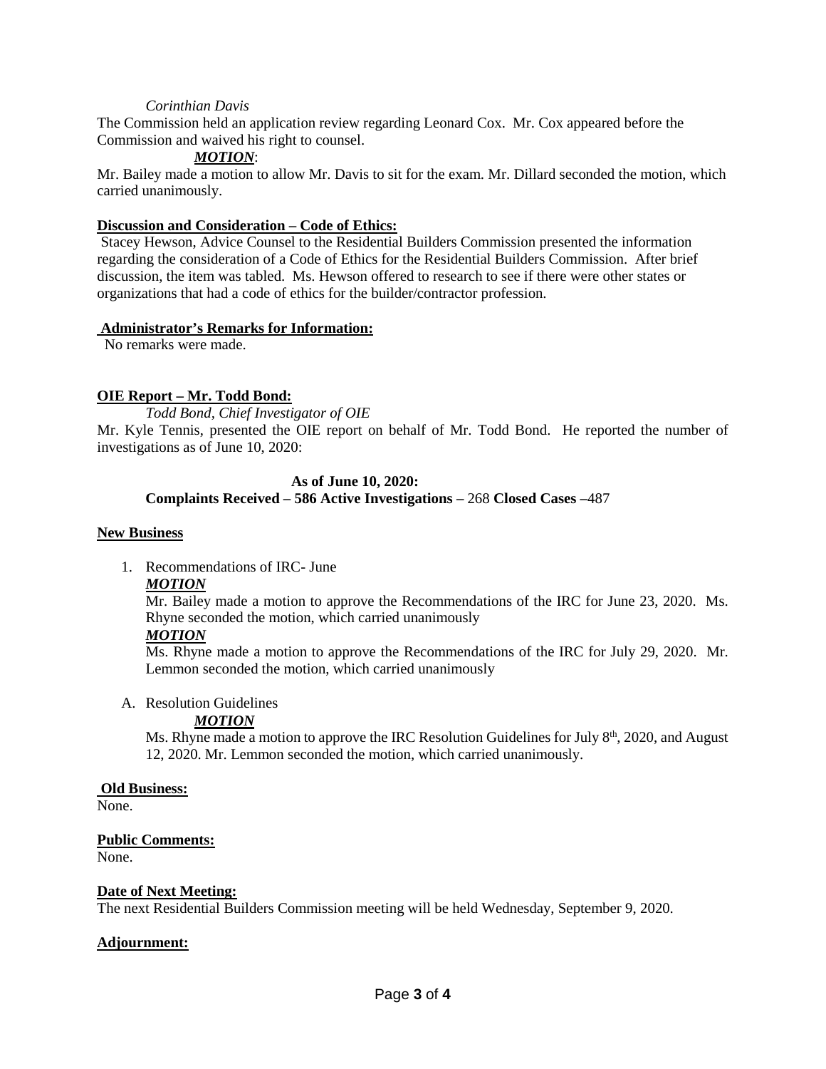*Corinthian Davis*

The Commission held an application review regarding Leonard Cox. Mr. Cox appeared before the Commission and waived his right to counsel.

***MOTION***:

Mr. Bailey made a motion to allow Mr. Davis to sit for the exam. Mr. Dillard seconded the motion, which carried unanimously.

**Discussion and Consideration – Code of Ethics:**

Stacey Hewson, Advice Counsel to the Residential Builders Commission presented the information regarding the consideration of a Code of Ethics for the Residential Builders Commission. After brief discussion, the item was tabled. Ms. Hewson offered to research to see if there were other states or organizations that had a code of ethics for the builder/contractor profession.

**Administrator's Remarks for Information:**

No remarks were made.

**OIE Report – Mr. Todd Bond:**

*Todd Bond, Chief Investigator of OIE*

Mr. Kyle Tennis, presented the OIE report on behalf of Mr. Todd Bond. He reported the number of investigations as of June 10, 2020:

**As of June 10, 2020:**
**Complaints Received – 586 Active Investigations –** 268 **Closed Cases –**487

**New Business**

1. Recommendations of IRC- June

   ***MOTION***

   Mr. Bailey made a motion to approve the Recommendations of the IRC for June 23, 2020. Ms. Rhyne seconded the motion, which carried unanimously

   ***MOTION***

   Ms. Rhyne made a motion to approve the Recommendations of the IRC for July 29, 2020. Mr. Lemmon seconded the motion, which carried unanimously

A. Resolution Guidelines

   ***MOTION***

   Ms. Rhyne made a motion to approve the IRC Resolution Guidelines for July 8th, 2020, and August 12, 2020. Mr. Lemmon seconded the motion, which carried unanimously.

**Old Business:**

None.

**Public Comments:**

None.

**Date of Next Meeting:**

The next Residential Builders Commission meeting will be held Wednesday, September 9, 2020.

**Adjournment:**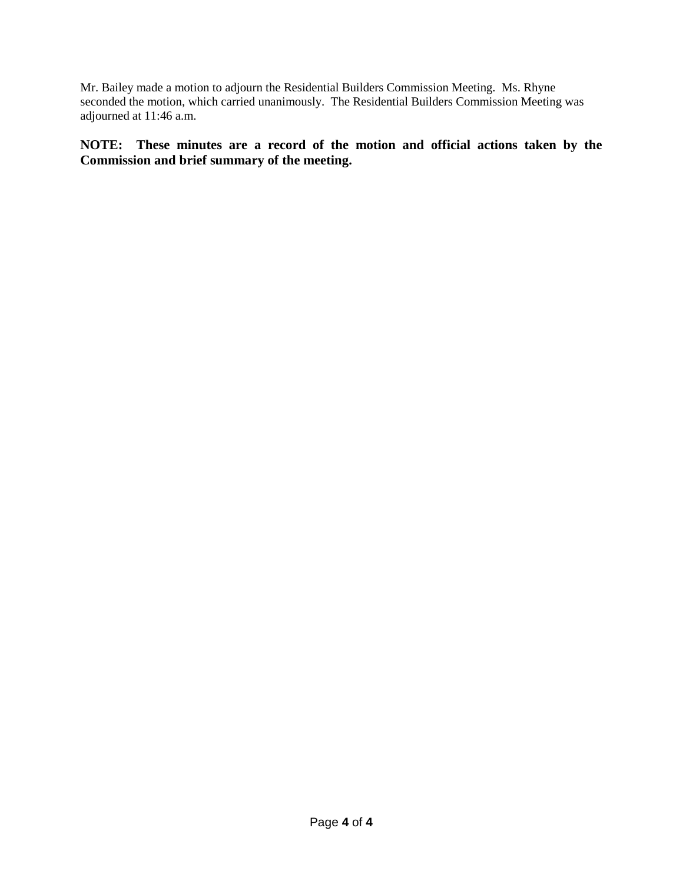Mr. Bailey made a motion to adjourn the Residential Builders Commission Meeting. Ms. Rhyne seconded the motion, which carried unanimously. The Residential Builders Commission Meeting was adjourned at 11:46 a.m.

**NOTE: These minutes are a record of the motion and official actions taken by the Commission and brief summary of the meeting.**